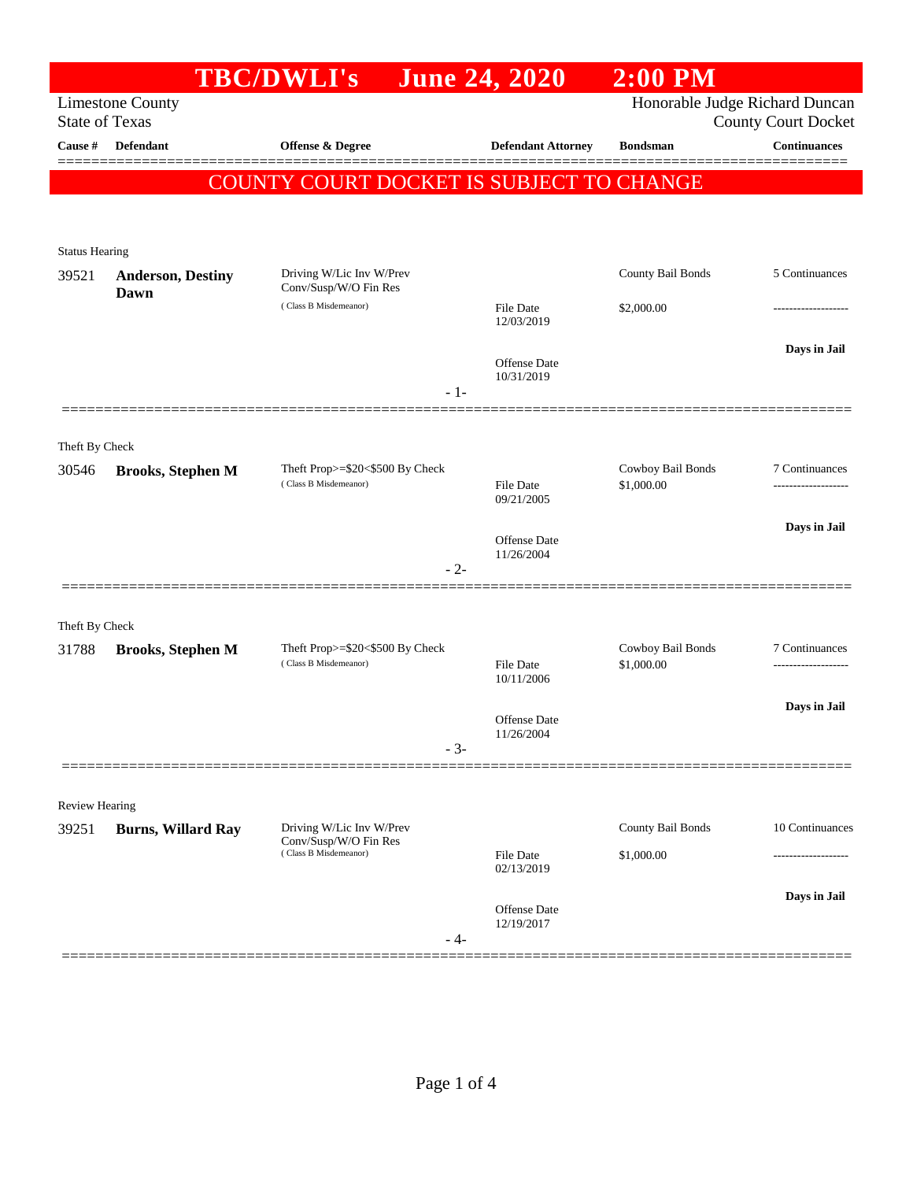# TBC/DWLI's June 24, 2020 2:00 PM

Limestone County
State of Texas

Honorable Judge Richard Duncan
County Court Docket

| Cause # | Defendant | Offense & Degree | Defendant Attorney | Bondsman | Continuances |
|---|---|---|---|---|---|

**COUNTY COURT DOCKET IS SUBJECT TO CHANGE**

Status Hearing

| Cause # | Defendant | Offense & Degree | Defendant Attorney | Bondsman | Continuances |
|---|---|---|---|---|---|
| 39521 | **Anderson, Destiny Dawn** | Driving W/Lic Inv W/Prev Conv/Susp/W/O Fin Res (Class B Misdemeanor) | File Date 12/03/2019<br>Offense Date 10/31/2019 | County Bail Bonds<br>$2,000.00 | 5 Continuances<br>-------------------<br>**Days in Jail** |

- 1-

Theft By Check

| Cause # | Defendant | Offense & Degree | Defendant Attorney | Bondsman | Continuances |
|---|---|---|---|---|---|
| 30546 | **Brooks, Stephen M** | Theft Prop>=$20<$500 By Check (Class B Misdemeanor) | File Date 09/21/2005<br>Offense Date 11/26/2004 | Cowboy Bail Bonds<br>$1,000.00 | 7 Continuances<br>-------------------<br>**Days in Jail** |

- 2-

Theft By Check

| Cause # | Defendant | Offense & Degree | Defendant Attorney | Bondsman | Continuances |
|---|---|---|---|---|---|
| 31788 | **Brooks, Stephen M** | Theft Prop>=$20<$500 By Check (Class B Misdemeanor) | File Date 10/11/2006<br>Offense Date 11/26/2004 | Cowboy Bail Bonds<br>$1,000.00 | 7 Continuances<br>-------------------<br>**Days in Jail** |

- 3-

Review Hearing

| Cause # | Defendant | Offense & Degree | Defendant Attorney | Bondsman | Continuances |
|---|---|---|---|---|---|
| 39251 | **Burns, Willard Ray** | Driving W/Lic Inv W/Prev Conv/Susp/W/O Fin Res (Class B Misdemeanor) | File Date 02/13/2019<br>Offense Date 12/19/2017 | County Bail Bonds<br>$1,000.00 | 10 Continuances<br>-------------------<br>**Days in Jail** |

- 4-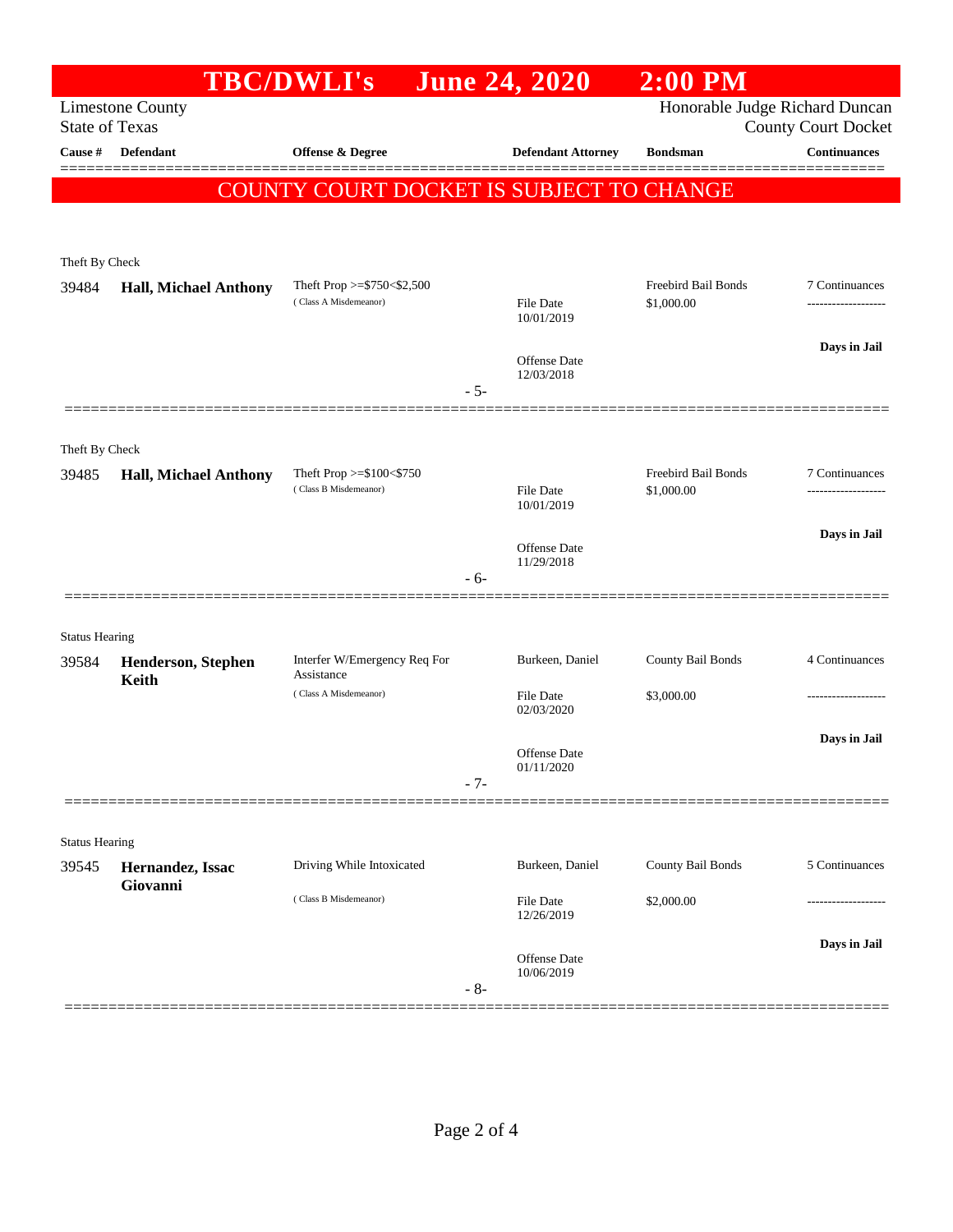# TBC/DWLI's June 24, 2020 2:00 PM

Limestone County
State of Texas

Honorable Judge Richard Duncan
County Court Docket

| Cause # | Defendant | Offense & Degree | Defendant Attorney | Bondsman | Continuances |
|---|---|---|---|---|---|

**COUNTY COURT DOCKET IS SUBJECT TO CHANGE**

---

Theft By Check

| Cause # | Defendant | Offense & Degree | Defendant Attorney | Bondsman | Continuances |
|---|---|---|---|---|---|
| 39484 | **Hall, Michael Anthony** | Theft Prop >=$750<$2,500 (Class A Misdemeanor) | File Date 10/01/2019 | Freebird Bail Bonds $1,000.00 | 7 Continuances |
| | | | Offense Date 12/03/2018 | | **Days in Jail** |

- 5-

---

Theft By Check

| Cause # | Defendant | Offense & Degree | Defendant Attorney | Bondsman | Continuances |
|---|---|---|---|---|---|
| 39485 | **Hall, Michael Anthony** | Theft Prop >=$100<$750 (Class B Misdemeanor) | File Date 10/01/2019 | Freebird Bail Bonds $1,000.00 | 7 Continuances |
| | | | Offense Date 11/29/2018 | | **Days in Jail** |

- 6-

---

Status Hearing

| Cause # | Defendant | Offense & Degree | Defendant Attorney | Bondsman | Continuances |
|---|---|---|---|---|---|
| 39584 | **Henderson, Stephen Keith** | Interfer W/Emergency Req For Assistance (Class A Misdemeanor) | Burkeen, Daniel | County Bail Bonds $3,000.00 | 4 Continuances |
| | | | File Date 02/03/2020 | | |
| | | | Offense Date 01/11/2020 | | **Days in Jail** |

- 7-

---

Status Hearing

| Cause # | Defendant | Offense & Degree | Defendant Attorney | Bondsman | Continuances |
|---|---|---|---|---|---|
| 39545 | **Hernandez, Issac Giovanni** | Driving While Intoxicated (Class B Misdemeanor) | Burkeen, Daniel | County Bail Bonds $2,000.00 | 5 Continuances |
| | | | File Date 12/26/2019 | | |
| | | | Offense Date 10/06/2019 | | **Days in Jail** |

- 8-

---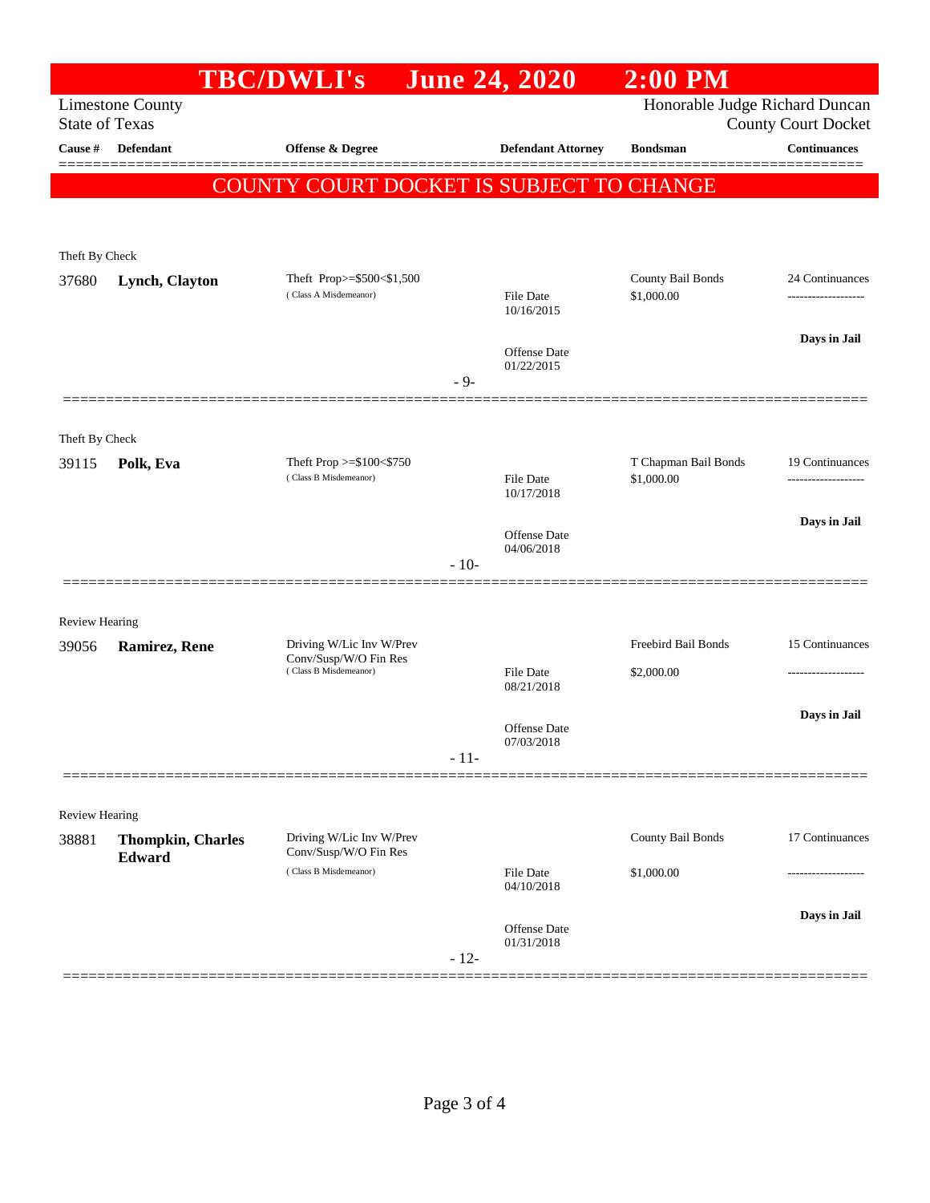# TBC/DWLI's June 24, 2020 2:00 PM

Limestone County
State of Texas

Honorable Judge Richard Duncan
County Court Docket

| Cause # | Defendant | Offense & Degree | Defendant Attorney | Bondsman | Continuances |
|---|---|---|---|---|---|

**COUNTY COURT DOCKET IS SUBJECT TO CHANGE**

---

Theft By Check

| Cause # | Defendant | Offense & Degree | Defendant Attorney | Bondsman | Continuances |
|---|---|---|---|---|---|
| 37680 | **Lynch, Clayton** | Theft Prop>=$500<$1,500 (Class A Misdemeanor) | File Date 10/16/2015; Offense Date 01/22/2015 | County Bail Bonds $1,000.00 | 24 Continuances; Days in Jail |

- 9-

---

Theft By Check

| Cause # | Defendant | Offense & Degree | Defendant Attorney | Bondsman | Continuances |
|---|---|---|---|---|---|
| 39115 | **Polk, Eva** | Theft Prop >=$100<$750 (Class B Misdemeanor) | File Date 10/17/2018; Offense Date 04/06/2018 | T Chapman Bail Bonds $1,000.00 | 19 Continuances; Days in Jail |

- 10-

---

Review Hearing

| Cause # | Defendant | Offense & Degree | Defendant Attorney | Bondsman | Continuances |
|---|---|---|---|---|---|
| 39056 | **Ramirez, Rene** | Driving W/Lic Inv W/Prev Conv/Susp/W/O Fin Res (Class B Misdemeanor) | File Date 08/21/2018; Offense Date 07/03/2018 | Freebird Bail Bonds $2,000.00 | 15 Continuances; Days in Jail |

- 11-

---

Review Hearing

| Cause # | Defendant | Offense & Degree | Defendant Attorney | Bondsman | Continuances |
|---|---|---|---|---|---|
| 38881 | **Thompkin, Charles Edward** | Driving W/Lic Inv W/Prev Conv/Susp/W/O Fin Res (Class B Misdemeanor) | File Date 04/10/2018; Offense Date 01/31/2018 | County Bail Bonds $1,000.00 | 17 Continuances; Days in Jail |

- 12-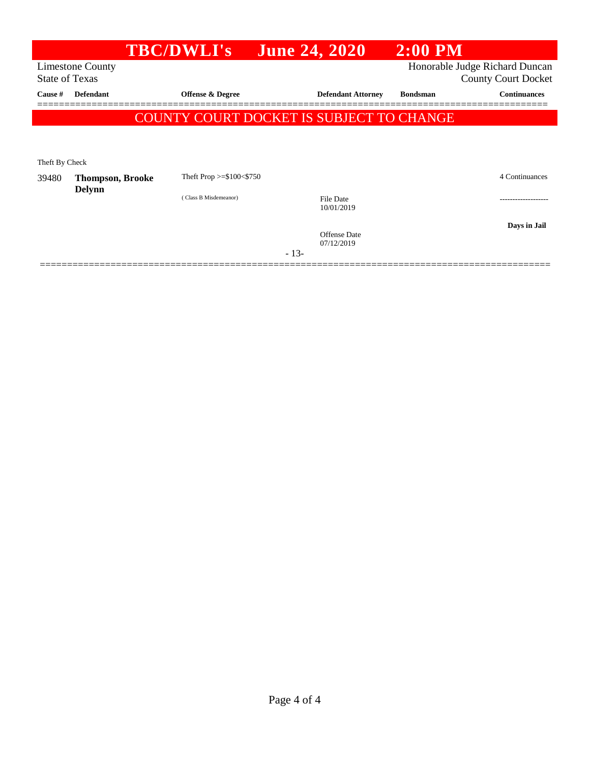# TBC/DWLI's June 24, 2020 2:00 PM

Limestone County
State of Texas

Honorable Judge Richard Duncan
County Court Docket

| Cause # | Defendant | Offense & Degree | Defendant Attorney | Bondsman | Continuances |
|---|---|---|---|---|---|

## COUNTY COURT DOCKET IS SUBJECT TO CHANGE

Theft By Check

| Cause # | Defendant | Offense & Degree | Defendant Attorney | Bondsman | Continuances |
|---|---|---|---|---|---|
| 39480 | **Thompson, Brooke Delynn** | Theft Prop >=$100<$750 ( Class B Misdemeanor) | File Date 10/01/2019 Offense Date 07/12/2019 | | 4 Continuances ------------------- **Days in Jail** |

- 13-